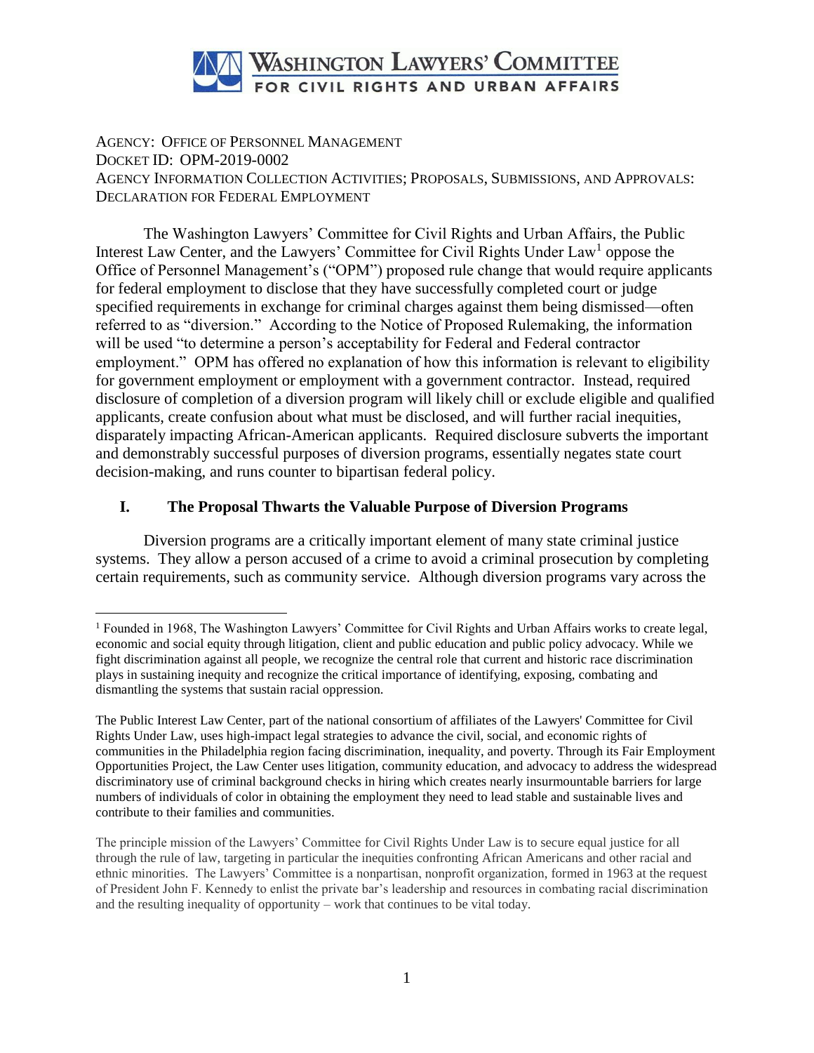# Washington Lawyers' Committee for Civil Rights and Urban Affairs

AGENCY: OFFICE OF PERSONNEL MANAGEMENT
DOCKET ID: OPM-2019-0002
AGENCY INFORMATION COLLECTION ACTIVITIES; PROPOSALS, SUBMISSIONS, AND APPROVALS: DECLARATION FOR FEDERAL EMPLOYMENT

The Washington Lawyers' Committee for Civil Rights and Urban Affairs, the Public Interest Law Center, and the Lawyers' Committee for Civil Rights Under Law[1] oppose the Office of Personnel Management's ("OPM") proposed rule change that would require applicants for federal employment to disclose that they have successfully completed court or judge specified requirements in exchange for criminal charges against them being dismissed—often referred to as "diversion." According to the Notice of Proposed Rulemaking, the information will be used "to determine a person's acceptability for Federal and Federal contractor employment." OPM has offered no explanation of how this information is relevant to eligibility for government employment or employment with a government contractor. Instead, required disclosure of completion of a diversion program will likely chill or exclude eligible and qualified applicants, create confusion about what must be disclosed, and will further racial inequities, disparately impacting African-American applicants. Required disclosure subverts the important and demonstrably successful purposes of diversion programs, essentially negates state court decision-making, and runs counter to bipartisan federal policy.

## I. The Proposal Thwarts the Valuable Purpose of Diversion Programs

Diversion programs are a critically important element of many state criminal justice systems. They allow a person accused of a crime to avoid a criminal prosecution by completing certain requirements, such as community service. Although diversion programs vary across the

---

[1] Founded in 1968, The Washington Lawyers' Committee for Civil Rights and Urban Affairs works to create legal, economic and social equity through litigation, client and public education and public policy advocacy. While we fight discrimination against all people, we recognize the central role that current and historic race discrimination plays in sustaining inequity and recognize the critical importance of identifying, exposing, combating and dismantling the systems that sustain racial oppression.

The Public Interest Law Center, part of the national consortium of affiliates of the Lawyers' Committee for Civil Rights Under Law, uses high-impact legal strategies to advance the civil, social, and economic rights of communities in the Philadelphia region facing discrimination, inequality, and poverty. Through its Fair Employment Opportunities Project, the Law Center uses litigation, community education, and advocacy to address the widespread discriminatory use of criminal background checks in hiring which creates nearly insurmountable barriers for large numbers of individuals of color in obtaining the employment they need to lead stable and sustainable lives and contribute to their families and communities.

The principle mission of the Lawyers' Committee for Civil Rights Under Law is to secure equal justice for all through the rule of law, targeting in particular the inequities confronting African Americans and other racial and ethnic minorities. The Lawyers' Committee is a nonpartisan, nonprofit organization, formed in 1963 at the request of President John F. Kennedy to enlist the private bar's leadership and resources in combating racial discrimination and the resulting inequality of opportunity – work that continues to be vital today.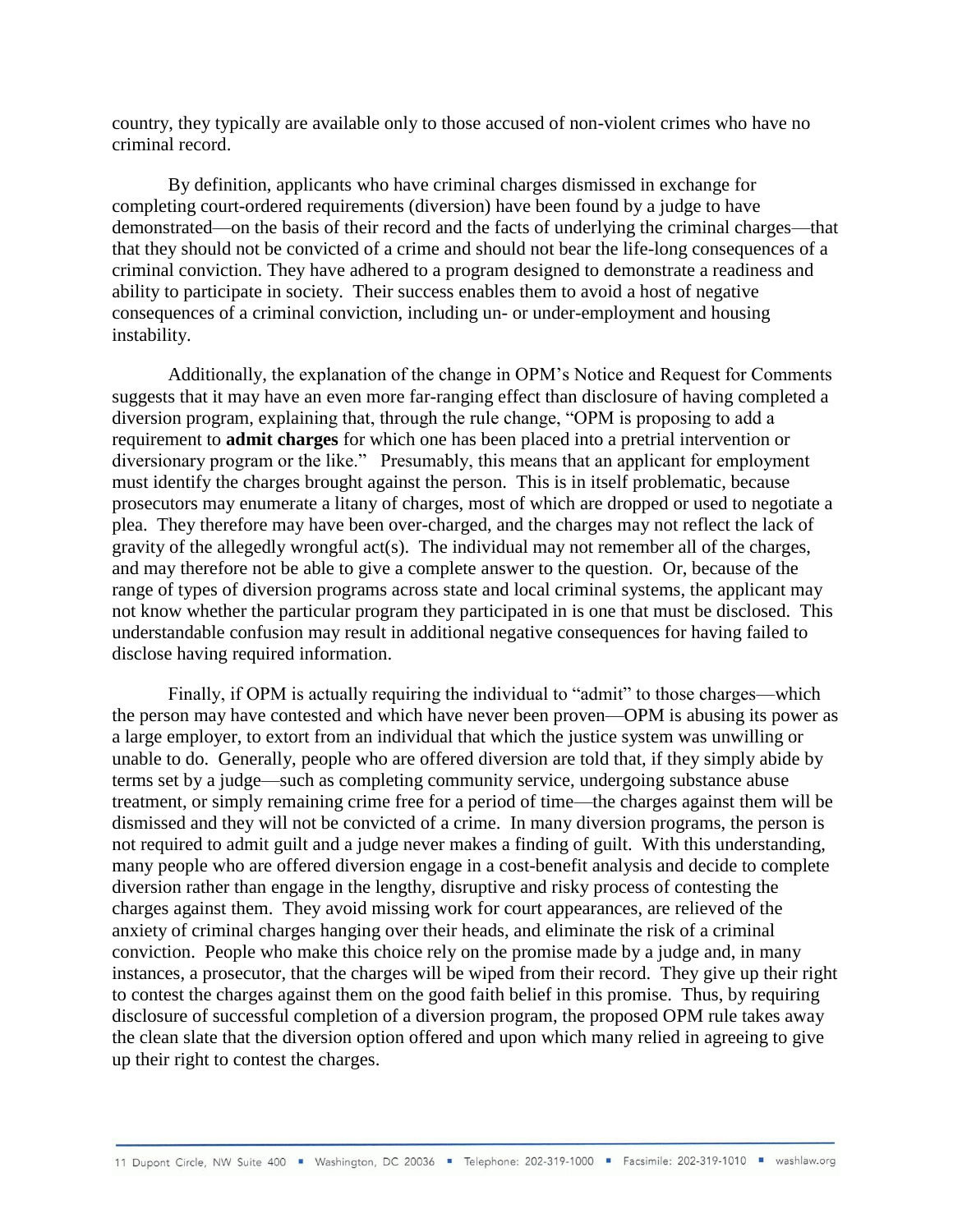country, they typically are available only to those accused of non-violent crimes who have no criminal record.

By definition, applicants who have criminal charges dismissed in exchange for completing court-ordered requirements (diversion) have been found by a judge to have demonstrated—on the basis of their record and the facts of underlying the criminal charges—that that they should not be convicted of a crime and should not bear the life-long consequences of a criminal conviction. They have adhered to a program designed to demonstrate a readiness and ability to participate in society. Their success enables them to avoid a host of negative consequences of a criminal conviction, including un- or under-employment and housing instability.

Additionally, the explanation of the change in OPM's Notice and Request for Comments suggests that it may have an even more far-ranging effect than disclosure of having completed a diversion program, explaining that, through the rule change, "OPM is proposing to add a requirement to **admit charges** for which one has been placed into a pretrial intervention or diversionary program or the like." Presumably, this means that an applicant for employment must identify the charges brought against the person. This is in itself problematic, because prosecutors may enumerate a litany of charges, most of which are dropped or used to negotiate a plea. They therefore may have been over-charged, and the charges may not reflect the lack of gravity of the allegedly wrongful act(s). The individual may not remember all of the charges, and may therefore not be able to give a complete answer to the question. Or, because of the range of types of diversion programs across state and local criminal systems, the applicant may not know whether the particular program they participated in is one that must be disclosed. This understandable confusion may result in additional negative consequences for having failed to disclose having required information.

Finally, if OPM is actually requiring the individual to "admit" to those charges—which the person may have contested and which have never been proven—OPM is abusing its power as a large employer, to extort from an individual that which the justice system was unwilling or unable to do. Generally, people who are offered diversion are told that, if they simply abide by terms set by a judge—such as completing community service, undergoing substance abuse treatment, or simply remaining crime free for a period of time—the charges against them will be dismissed and they will not be convicted of a crime. In many diversion programs, the person is not required to admit guilt and a judge never makes a finding of guilt. With this understanding, many people who are offered diversion engage in a cost-benefit analysis and decide to complete diversion rather than engage in the lengthy, disruptive and risky process of contesting the charges against them. They avoid missing work for court appearances, are relieved of the anxiety of criminal charges hanging over their heads, and eliminate the risk of a criminal conviction. People who make this choice rely on the promise made by a judge and, in many instances, a prosecutor, that the charges will be wiped from their record. They give up their right to contest the charges against them on the good faith belief in this promise. Thus, by requiring disclosure of successful completion of a diversion program, the proposed OPM rule takes away the clean slate that the diversion option offered and upon which many relied in agreeing to give up their right to contest the charges.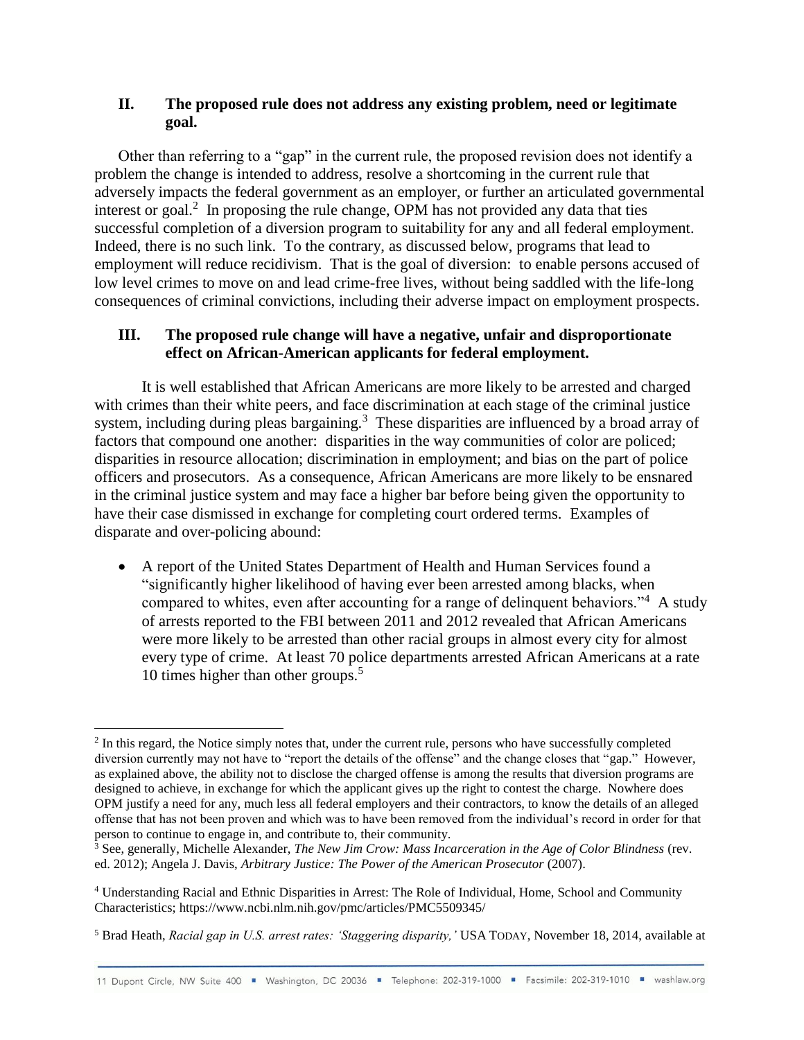## II. The proposed rule does not address any existing problem, need or legitimate goal.

Other than referring to a "gap" in the current rule, the proposed revision does not identify a problem the change is intended to address, resolve a shortcoming in the current rule that adversely impacts the federal government as an employer, or further an articulated governmental interest or goal.[2] In proposing the rule change, OPM has not provided any data that ties successful completion of a diversion program to suitability for any and all federal employment. Indeed, there is no such link. To the contrary, as discussed below, programs that lead to employment will reduce recidivism. That is the goal of diversion: to enable persons accused of low level crimes to move on and lead crime-free lives, without being saddled with the life-long consequences of criminal convictions, including their adverse impact on employment prospects.

## III. The proposed rule change will have a negative, unfair and disproportionate effect on African-American applicants for federal employment.

It is well established that African Americans are more likely to be arrested and charged with crimes than their white peers, and face discrimination at each stage of the criminal justice system, including during pleas bargaining.[3] These disparities are influenced by a broad array of factors that compound one another: disparities in the way communities of color are policed; disparities in resource allocation; discrimination in employment; and bias on the part of police officers and prosecutors. As a consequence, African Americans are more likely to be ensnared in the criminal justice system and may face a higher bar before being given the opportunity to have their case dismissed in exchange for completing court ordered terms. Examples of disparate and over-policing abound:

- A report of the United States Department of Health and Human Services found a "significantly higher likelihood of having ever been arrested among blacks, when compared to whites, even after accounting for a range of delinquent behaviors."[4] A study of arrests reported to the FBI between 2011 and 2012 revealed that African Americans were more likely to be arrested than other racial groups in almost every city for almost every type of crime. At least 70 police departments arrested African Americans at a rate 10 times higher than other groups.[5]

---

[2] In this regard, the Notice simply notes that, under the current rule, persons who have successfully completed diversion currently may not have to "report the details of the offense" and the change closes that "gap." However, as explained above, the ability not to disclose the charged offense is among the results that diversion programs are designed to achieve, in exchange for which the applicant gives up the right to contest the charge. Nowhere does OPM justify a need for any, much less all federal employers and their contractors, to know the details of an alleged offense that has not been proven and which was to have been removed from the individual's record in order for that person to continue to engage in, and contribute to, their community.

[3] See, generally, Michelle Alexander, *The New Jim Crow: Mass Incarceration in the Age of Color Blindness* (rev. ed. 2012); Angela J. Davis, *Arbitrary Justice: The Power of the American Prosecutor* (2007).

[4] Understanding Racial and Ethnic Disparities in Arrest: The Role of Individual, Home, School and Community Characteristics; https://www.ncbi.nlm.nih.gov/pmc/articles/PMC5509345/

[5] Brad Heath, *Racial gap in U.S. arrest rates: 'Staggering disparity,'* USA TODAY, November 18, 2014, available at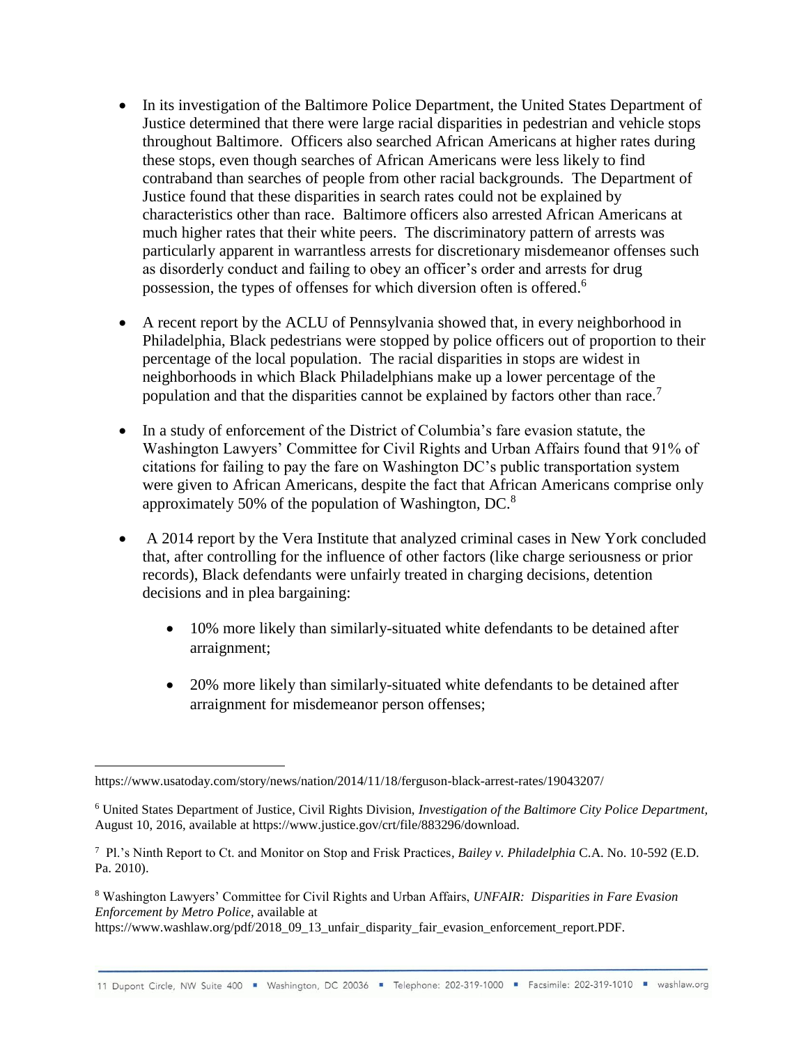- In its investigation of the Baltimore Police Department, the United States Department of Justice determined that there were large racial disparities in pedestrian and vehicle stops throughout Baltimore. Officers also searched African Americans at higher rates during these stops, even though searches of African Americans were less likely to find contraband than searches of people from other racial backgrounds. The Department of Justice found that these disparities in search rates could not be explained by characteristics other than race. Baltimore officers also arrested African Americans at much higher rates that their white peers. The discriminatory pattern of arrests was particularly apparent in warrantless arrests for discretionary misdemeanor offenses such as disorderly conduct and failing to obey an officer's order and arrests for drug possession, the types of offenses for which diversion often is offered.[6]

- A recent report by the ACLU of Pennsylvania showed that, in every neighborhood in Philadelphia, Black pedestrians were stopped by police officers out of proportion to their percentage of the local population. The racial disparities in stops are widest in neighborhoods in which Black Philadelphians make up a lower percentage of the population and that the disparities cannot be explained by factors other than race.[7]

- In a study of enforcement of the District of Columbia's fare evasion statute, the Washington Lawyers' Committee for Civil Rights and Urban Affairs found that 91% of citations for failing to pay the fare on Washington DC's public transportation system were given to African Americans, despite the fact that African Americans comprise only approximately 50% of the population of Washington, DC.[8]

- A 2014 report by the Vera Institute that analyzed criminal cases in New York concluded that, after controlling for the influence of other factors (like charge seriousness or prior records), Black defendants were unfairly treated in charging decisions, detention decisions and in plea bargaining:

  - 10% more likely than similarly-situated white defendants to be detained after arraignment;

  - 20% more likely than similarly-situated white defendants to be detained after arraignment for misdemeanor person offenses;

---

https://www.usatoday.com/story/news/nation/2014/11/18/ferguson-black-arrest-rates/19043207/

[6] United States Department of Justice, Civil Rights Division, *Investigation of the Baltimore City Police Department,* August 10, 2016, available at https://www.justice.gov/crt/file/883296/download.

[7] Pl.'s Ninth Report to Ct. and Monitor on Stop and Frisk Practices, *Bailey v. Philadelphia* C.A. No. 10-592 (E.D. Pa. 2010).

[8] Washington Lawyers' Committee for Civil Rights and Urban Affairs, *UNFAIR: Disparities in Fare Evasion Enforcement by Metro Police,* available at https://www.washlaw.org/pdf/2018_09_13_unfair_disparity_fair_evasion_enforcement_report.PDF.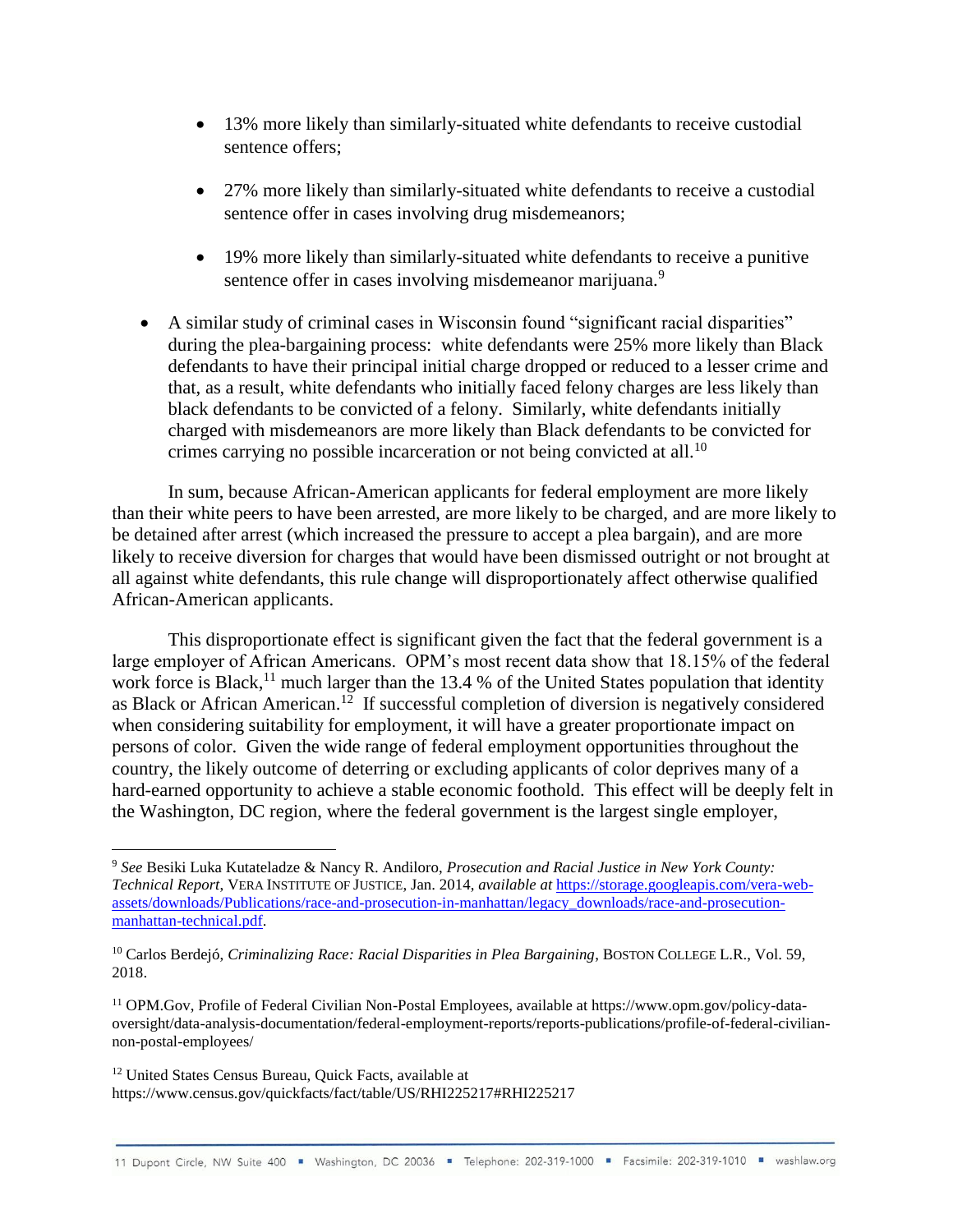- 13% more likely than similarly-situated white defendants to receive custodial sentence offers;

    - 27% more likely than similarly-situated white defendants to receive a custodial sentence offer in cases involving drug misdemeanors;

    - 19% more likely than similarly-situated white defendants to receive a punitive sentence offer in cases involving misdemeanor marijuana.[9]

- A similar study of criminal cases in Wisconsin found "significant racial disparities" during the plea-bargaining process: white defendants were 25% more likely than Black defendants to have their principal initial charge dropped or reduced to a lesser crime and that, as a result, white defendants who initially faced felony charges are less likely than black defendants to be convicted of a felony. Similarly, white defendants initially charged with misdemeanors are more likely than Black defendants to be convicted for crimes carrying no possible incarceration or not being convicted at all.[10]

In sum, because African-American applicants for federal employment are more likely than their white peers to have been arrested, are more likely to be charged, and are more likely to be detained after arrest (which increased the pressure to accept a plea bargain), and are more likely to receive diversion for charges that would have been dismissed outright or not brought at all against white defendants, this rule change will disproportionately affect otherwise qualified African-American applicants.

This disproportionate effect is significant given the fact that the federal government is a large employer of African Americans. OPM's most recent data show that 18.15% of the federal work force is Black,[11] much larger than the 13.4 % of the United States population that identity as Black or African American.[12] If successful completion of diversion is negatively considered when considering suitability for employment, it will have a greater proportionate impact on persons of color. Given the wide range of federal employment opportunities throughout the country, the likely outcome of deterring or excluding applicants of color deprives many of a hard-earned opportunity to achieve a stable economic foothold. This effect will be deeply felt in the Washington, DC region, where the federal government is the largest single employer,

---

[9] *See* Besiki Luka Kutateladze & Nancy R. Andiloro, *Prosecution and Racial Justice in New York County: Technical Report*, VERA INSTITUTE OF JUSTICE, Jan. 2014, *available at* https://storage.googleapis.com/vera-web-assets/downloads/Publications/race-and-prosecution-in-manhattan/legacy_downloads/race-and-prosecution-manhattan-technical.pdf.

[10] Carlos Berdejó, *Criminalizing Race: Racial Disparities in Plea Bargaining*, BOSTON COLLEGE L.R., Vol. 59, 2018.

[11] OPM.Gov, Profile of Federal Civilian Non-Postal Employees, available at https://www.opm.gov/policy-data-oversight/data-analysis-documentation/federal-employment-reports/reports-publications/profile-of-federal-civilian-non-postal-employees/

[12] United States Census Bureau, Quick Facts, available at https://www.census.gov/quickfacts/fact/table/US/RHI225217#RHI225217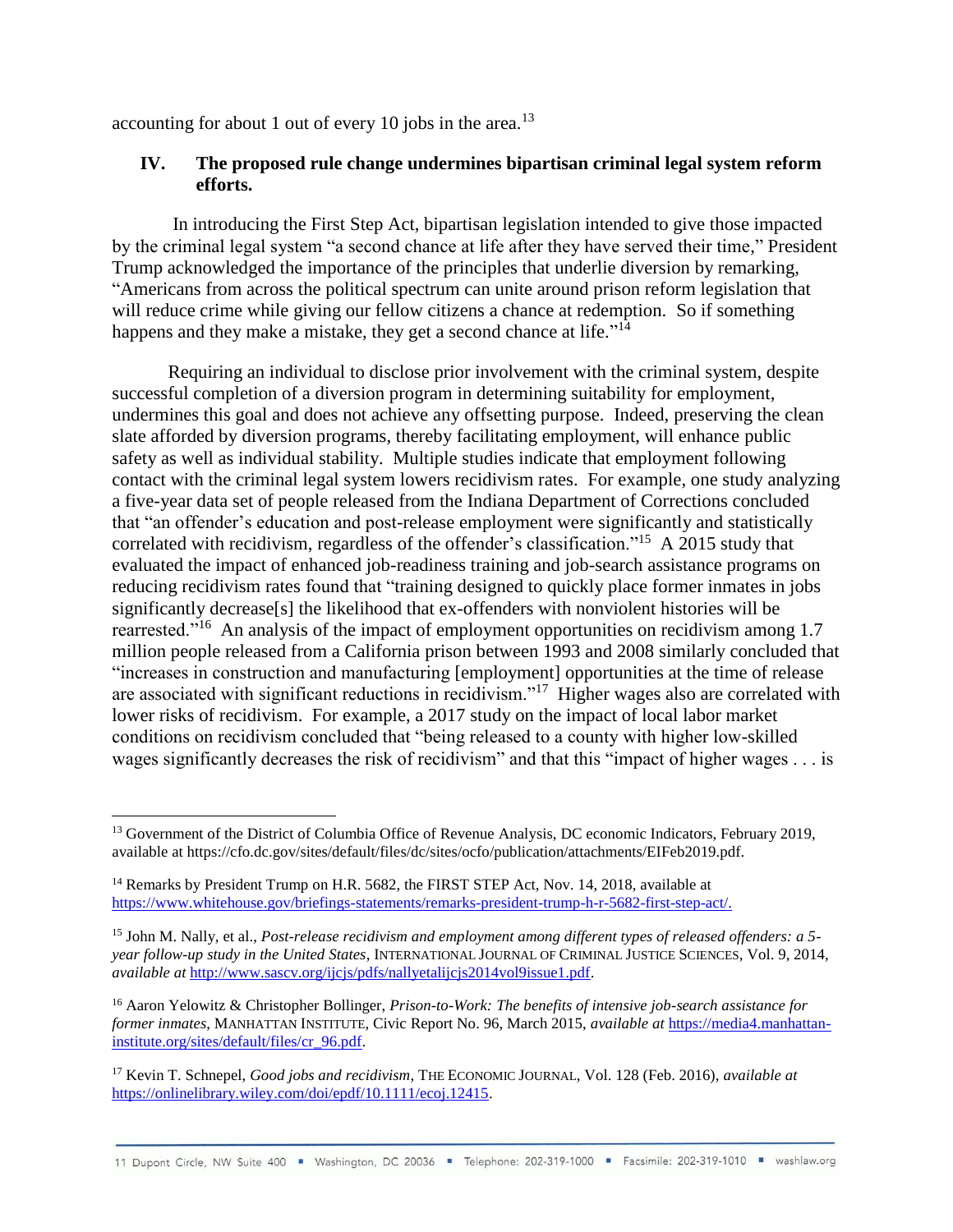accounting for about 1 out of every 10 jobs in the area.[13]

## IV. The proposed rule change undermines bipartisan criminal legal system reform efforts.

In introducing the First Step Act, bipartisan legislation intended to give those impacted by the criminal legal system "a second chance at life after they have served their time," President Trump acknowledged the importance of the principles that underlie diversion by remarking, "Americans from across the political spectrum can unite around prison reform legislation that will reduce crime while giving our fellow citizens a chance at redemption. So if something happens and they make a mistake, they get a second chance at life."[14]

Requiring an individual to disclose prior involvement with the criminal system, despite successful completion of a diversion program in determining suitability for employment, undermines this goal and does not achieve any offsetting purpose. Indeed, preserving the clean slate afforded by diversion programs, thereby facilitating employment, will enhance public safety as well as individual stability. Multiple studies indicate that employment following contact with the criminal legal system lowers recidivism rates. For example, one study analyzing a five-year data set of people released from the Indiana Department of Corrections concluded that "an offender's education and post-release employment were significantly and statistically correlated with recidivism, regardless of the offender's classification."[15] A 2015 study that evaluated the impact of enhanced job-readiness training and job-search assistance programs on reducing recidivism rates found that "training designed to quickly place former inmates in jobs significantly decrease[s] the likelihood that ex-offenders with nonviolent histories will be rearrested."[16] An analysis of the impact of employment opportunities on recidivism among 1.7 million people released from a California prison between 1993 and 2008 similarly concluded that "increases in construction and manufacturing [employment] opportunities at the time of release are associated with significant reductions in recidivism."[17] Higher wages also are correlated with lower risks of recidivism. For example, a 2017 study on the impact of local labor market conditions on recidivism concluded that "being released to a county with higher low-skilled wages significantly decreases the risk of recidivism" and that this "impact of higher wages . . . is

---

[13] Government of the District of Columbia Office of Revenue Analysis, DC economic Indicators, February 2019, available at https://cfo.dc.gov/sites/default/files/dc/sites/ocfo/publication/attachments/EIFeb2019.pdf.

[14] Remarks by President Trump on H.R. 5682, the FIRST STEP Act, Nov. 14, 2018, available at https://www.whitehouse.gov/briefings-statements/remarks-president-trump-h-r-5682-first-step-act/.

[15] John M. Nally, et al., *Post-release recidivism and employment among different types of released offenders: a 5-year follow-up study in the United States*, INTERNATIONAL JOURNAL OF CRIMINAL JUSTICE SCIENCES, Vol. 9, 2014, *available at* http://www.sascv.org/ijcjs/pdfs/nallyetalijcjs2014vol9issue1.pdf.

[16] Aaron Yelowitz & Christopher Bollinger, *Prison-to-Work: The benefits of intensive job-search assistance for former inmates*, MANHATTAN INSTITUTE, Civic Report No. 96, March 2015, *available at* https://media4.manhattan-institute.org/sites/default/files/cr_96.pdf.

[17] Kevin T. Schnepel, *Good jobs and recidivism*, THE ECONOMIC JOURNAL, Vol. 128 (Feb. 2016), *available at* https://onlinelibrary.wiley.com/doi/epdf/10.1111/ecoj.12415.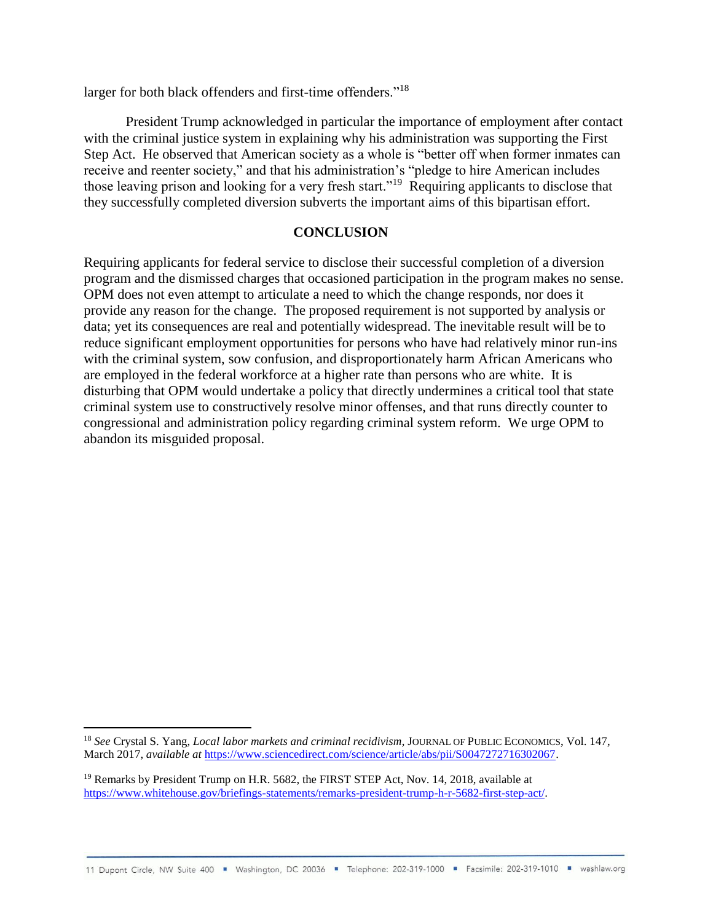larger for both black offenders and first-time offenders."[18]

President Trump acknowledged in particular the importance of employment after contact with the criminal justice system in explaining why his administration was supporting the First Step Act. He observed that American society as a whole is "better off when former inmates can receive and reenter society," and that his administration's "pledge to hire American includes those leaving prison and looking for a very fresh start."[19] Requiring applicants to disclose that they successfully completed diversion subverts the important aims of this bipartisan effort.

## CONCLUSION

Requiring applicants for federal service to disclose their successful completion of a diversion program and the dismissed charges that occasioned participation in the program makes no sense. OPM does not even attempt to articulate a need to which the change responds, nor does it provide any reason for the change. The proposed requirement is not supported by analysis or data; yet its consequences are real and potentially widespread. The inevitable result will be to reduce significant employment opportunities for persons who have had relatively minor run-ins with the criminal system, sow confusion, and disproportionately harm African Americans who are employed in the federal workforce at a higher rate than persons who are white. It is disturbing that OPM would undertake a policy that directly undermines a critical tool that state criminal system use to constructively resolve minor offenses, and that runs directly counter to congressional and administration policy regarding criminal system reform. We urge OPM to abandon its misguided proposal.

---

[18] *See* Crystal S. Yang, *Local labor markets and criminal recidivism*, JOURNAL OF PUBLIC ECONOMICS, Vol. 147, March 2017, *available at* https://www.sciencedirect.com/science/article/abs/pii/S0047272716302067.

[19] Remarks by President Trump on H.R. 5682, the FIRST STEP Act, Nov. 14, 2018, available at https://www.whitehouse.gov/briefings-statements/remarks-president-trump-h-r-5682-first-step-act/.